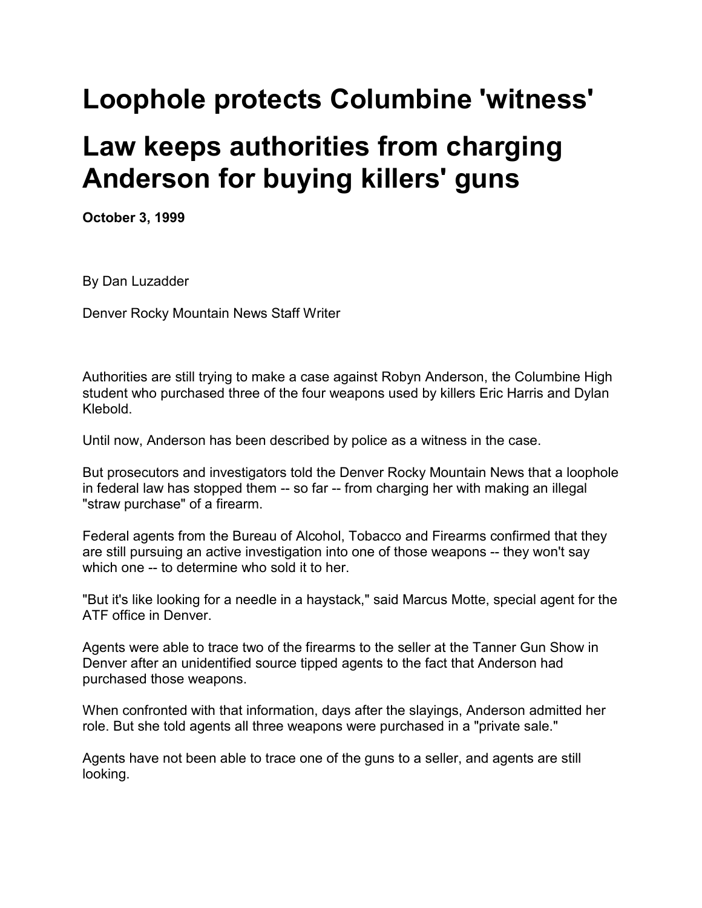# Loophole protects Columbine 'witness'

# Law keeps authorities from charging Anderson for buying killers' guns

**October 3, 1999**

By Dan Luzadder

Denver Rocky Mountain News Staff Writer

Authorities are still trying to make a case against Robyn Anderson, the Columbine High student who purchased three of the four weapons used by killers Eric Harris and Dylan Klebold.

Until now, Anderson has been described by police as a witness in the case.

But prosecutors and investigators told the Denver Rocky Mountain News that a loophole in federal law has stopped them -- so far -- from charging her with making an illegal "straw purchase" of a firearm.

Federal agents from the Bureau of Alcohol, Tobacco and Firearms confirmed that they are still pursuing an active investigation into one of those weapons -- they won't say which one -- to determine who sold it to her.

"But it's like looking for a needle in a haystack," said Marcus Motte, special agent for the ATF office in Denver.

Agents were able to trace two of the firearms to the seller at the Tanner Gun Show in Denver after an unidentified source tipped agents to the fact that Anderson had purchased those weapons.

When confronted with that information, days after the slayings, Anderson admitted her role. But she told agents all three weapons were purchased in a "private sale."

Agents have not been able to trace one of the guns to a seller, and agents are still looking.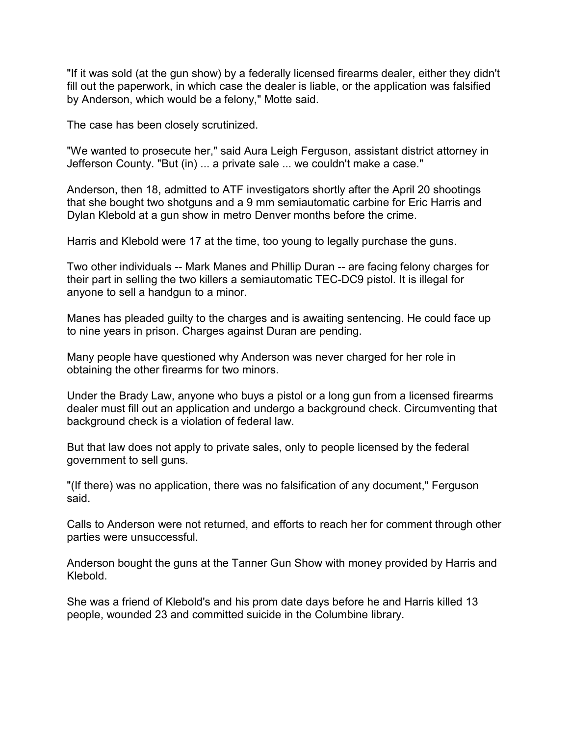"If it was sold (at the gun show) by a federally licensed firearms dealer, either they didn't fill out the paperwork, in which case the dealer is liable, or the application was falsified by Anderson, which would be a felony," Motte said.

The case has been closely scrutinized.

"We wanted to prosecute her," said Aura Leigh Ferguson, assistant district attorney in Jefferson County. "But (in) ... a private sale ... we couldn't make a case."

Anderson, then 18, admitted to ATF investigators shortly after the April 20 shootings that she bought two shotguns and a 9 mm semiautomatic carbine for Eric Harris and Dylan Klebold at a gun show in metro Denver months before the crime.

Harris and Klebold were 17 at the time, too young to legally purchase the guns.

Two other individuals -- Mark Manes and Phillip Duran -- are facing felony charges for their part in selling the two killers a semiautomatic TEC-DC9 pistol. It is illegal for anyone to sell a handgun to a minor.

Manes has pleaded guilty to the charges and is awaiting sentencing. He could face up to nine years in prison. Charges against Duran are pending.

Many people have questioned why Anderson was never charged for her role in obtaining the other firearms for two minors.

Under the Brady Law, anyone who buys a pistol or a long gun from a licensed firearms dealer must fill out an application and undergo a background check. Circumventing that background check is a violation of federal law.

But that law does not apply to private sales, only to people licensed by the federal government to sell guns.

"(If there) was no application, there was no falsification of any document," Ferguson said.

Calls to Anderson were not returned, and efforts to reach her for comment through other parties were unsuccessful.

Anderson bought the guns at the Tanner Gun Show with money provided by Harris and Klebold.

She was a friend of Klebold's and his prom date days before he and Harris killed 13 people, wounded 23 and committed suicide in the Columbine library.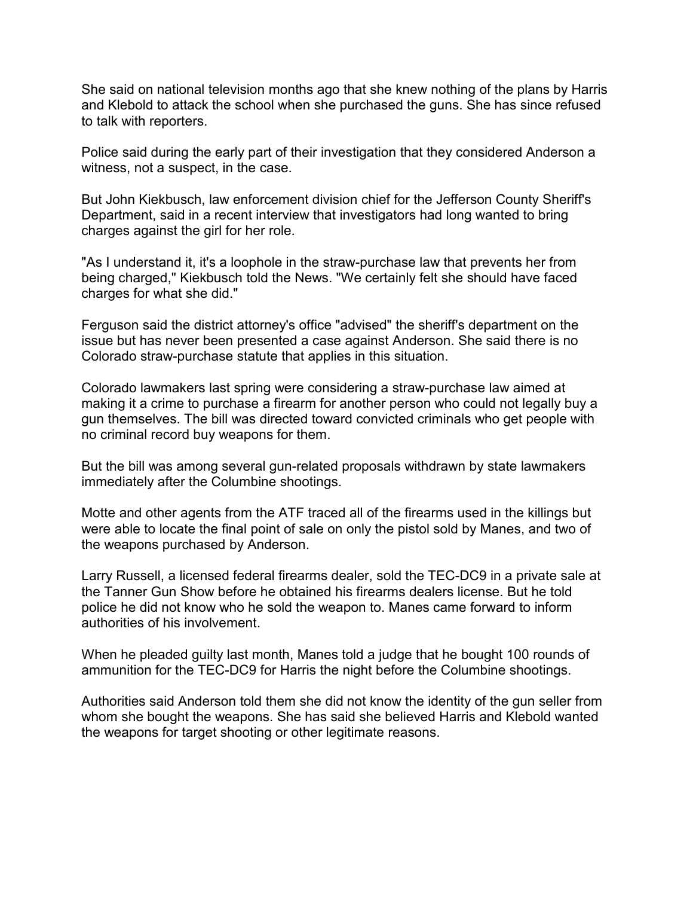She said on national television months ago that she knew nothing of the plans by Harris and Klebold to attack the school when she purchased the guns. She has since refused to talk with reporters.

Police said during the early part of their investigation that they considered Anderson a witness, not a suspect, in the case.

But John Kiekbusch, law enforcement division chief for the Jefferson County Sheriff's Department, said in a recent interview that investigators had long wanted to bring charges against the girl for her role.

"As I understand it, it's a loophole in the straw-purchase law that prevents her from being charged," Kiekbusch told the News. "We certainly felt she should have faced charges for what she did."

Ferguson said the district attorney's office "advised" the sheriff's department on the issue but has never been presented a case against Anderson. She said there is no Colorado straw-purchase statute that applies in this situation.

Colorado lawmakers last spring were considering a straw-purchase law aimed at making it a crime to purchase a firearm for another person who could not legally buy a gun themselves. The bill was directed toward convicted criminals who get people with no criminal record buy weapons for them.

But the bill was among several gun-related proposals withdrawn by state lawmakers immediately after the Columbine shootings.

Motte and other agents from the ATF traced all of the firearms used in the killings but were able to locate the final point of sale on only the pistol sold by Manes, and two of the weapons purchased by Anderson.

Larry Russell, a licensed federal firearms dealer, sold the TEC-DC9 in a private sale at the Tanner Gun Show before he obtained his firearms dealers license. But he told police he did not know who he sold the weapon to. Manes came forward to inform authorities of his involvement.

When he pleaded guilty last month, Manes told a judge that he bought 100 rounds of ammunition for the TEC-DC9 for Harris the night before the Columbine shootings.

Authorities said Anderson told them she did not know the identity of the gun seller from whom she bought the weapons. She has said she believed Harris and Klebold wanted the weapons for target shooting or other legitimate reasons.